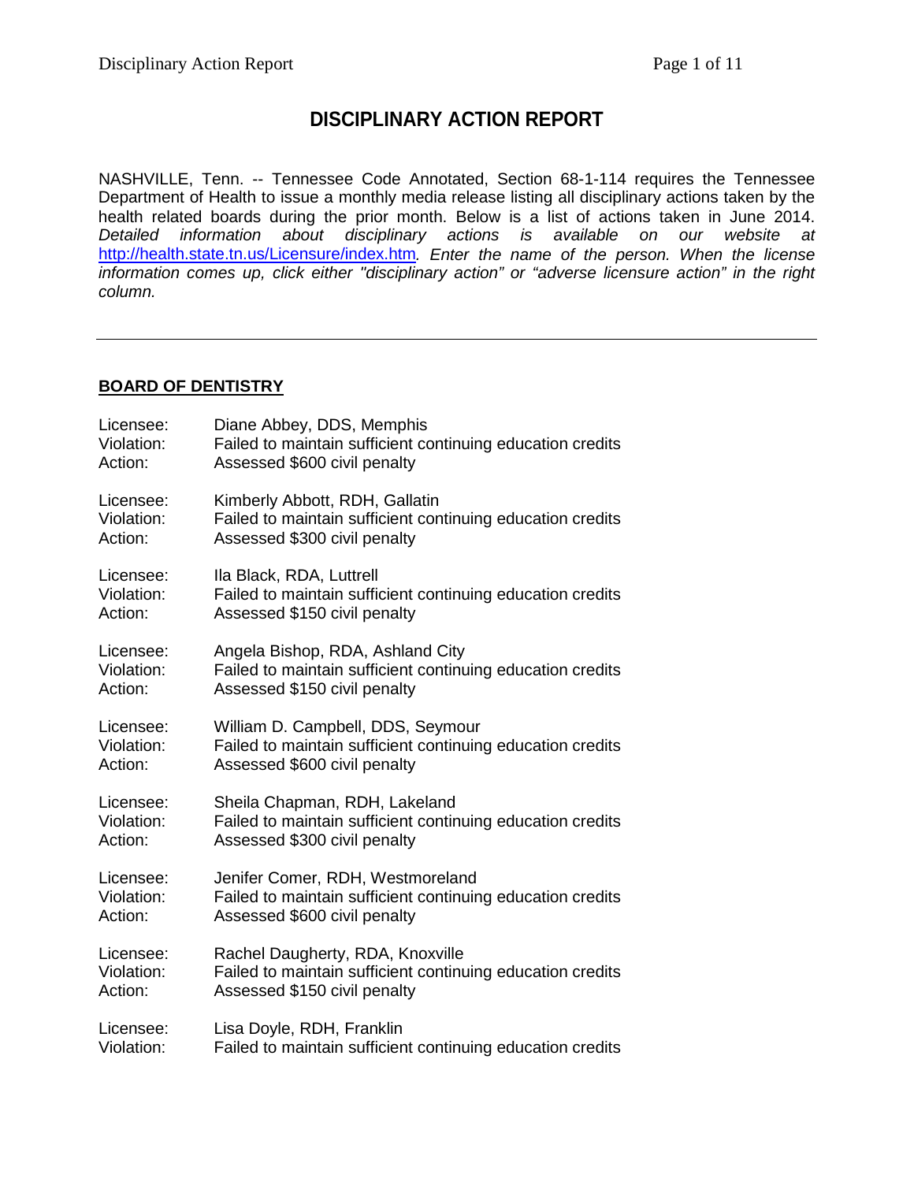# DISCIPLINARY ACTION REPORT

NASHVILLE, Tenn. -- Tennessee Code Annotated, Section 68-1-114 requires the Tennessee Department of Health to issue a monthly media release listing all disciplinary actions taken by the health related boards during the prior month. Below is a list of actions taken in June 2014. *Detailed information about disciplinary actions is available on our website at* [http://health.state.tn.us/Licensure/index.htm](http://health.state.tn.us/Licensure/index.htm)*. Enter the name of the person. When the license information comes up, click either "disciplinary action" or "adverse licensure action" in the right column.*

---

## BOARD OF DENTISTRY

Licensee: Diane Abbey, DDS, Memphis
Violation: Failed to maintain sufficient continuing education credits
Action: Assessed $600 civil penalty

Licensee: Kimberly Abbott, RDH, Gallatin
Violation: Failed to maintain sufficient continuing education credits
Action: Assessed $300 civil penalty

Licensee: Ila Black, RDA, Luttrell
Violation: Failed to maintain sufficient continuing education credits
Action: Assessed $150 civil penalty

Licensee: Angela Bishop, RDA, Ashland City
Violation: Failed to maintain sufficient continuing education credits
Action: Assessed $150 civil penalty

Licensee: William D. Campbell, DDS, Seymour
Violation: Failed to maintain sufficient continuing education credits
Action: Assessed $600 civil penalty

Licensee: Sheila Chapman, RDH, Lakeland
Violation: Failed to maintain sufficient continuing education credits
Action: Assessed $300 civil penalty

Licensee: Jenifer Comer, RDH, Westmoreland
Violation: Failed to maintain sufficient continuing education credits
Action: Assessed $600 civil penalty

Licensee: Rachel Daugherty, RDA, Knoxville
Violation: Failed to maintain sufficient continuing education credits
Action: Assessed $150 civil penalty

Licensee: Lisa Doyle, RDH, Franklin
Violation: Failed to maintain sufficient continuing education credits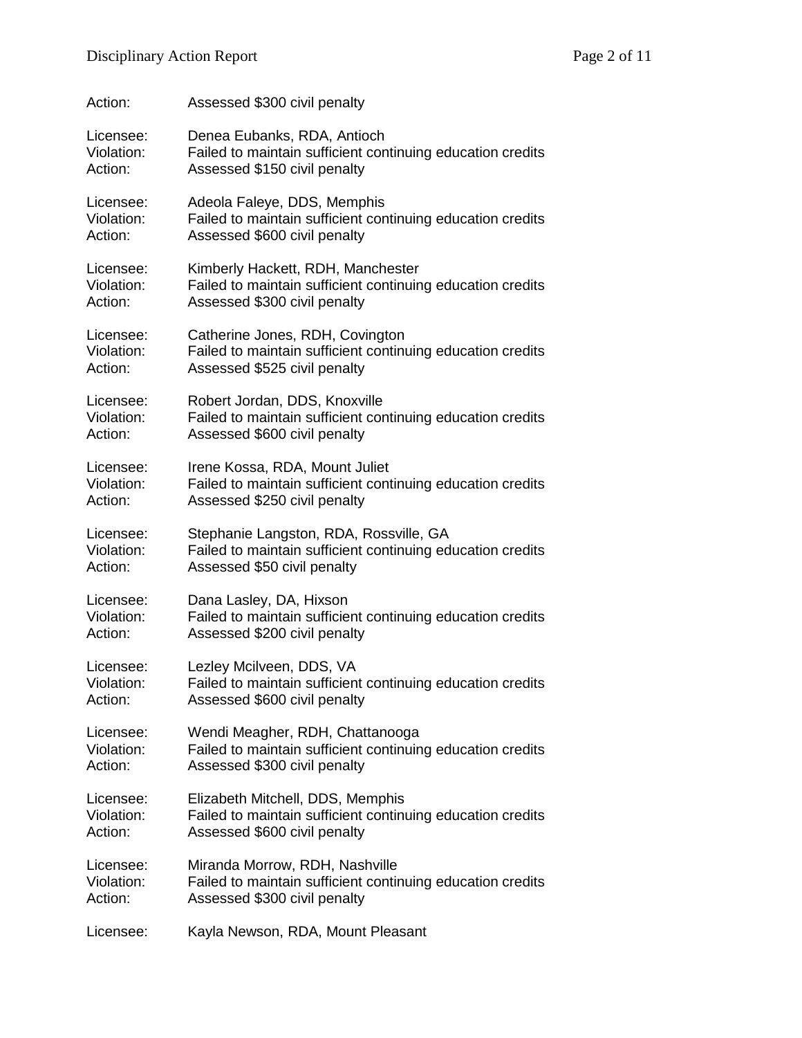Action: Assessed $300 civil penalty

Licensee: Denea Eubanks, RDA, Antioch
Violation: Failed to maintain sufficient continuing education credits
Action: Assessed $150 civil penalty

Licensee: Adeola Faleye, DDS, Memphis
Violation: Failed to maintain sufficient continuing education credits
Action: Assessed $600 civil penalty

Licensee: Kimberly Hackett, RDH, Manchester
Violation: Failed to maintain sufficient continuing education credits
Action: Assessed $300 civil penalty

Licensee: Catherine Jones, RDH, Covington
Violation: Failed to maintain sufficient continuing education credits
Action: Assessed $525 civil penalty

Licensee: Robert Jordan, DDS, Knoxville
Violation: Failed to maintain sufficient continuing education credits
Action: Assessed $600 civil penalty

Licensee: Irene Kossa, RDA, Mount Juliet
Violation: Failed to maintain sufficient continuing education credits
Action: Assessed $250 civil penalty

Licensee: Stephanie Langston, RDA, Rossville, GA
Violation: Failed to maintain sufficient continuing education credits
Action: Assessed $50 civil penalty

Licensee: Dana Lasley, DA, Hixson
Violation: Failed to maintain sufficient continuing education credits
Action: Assessed $200 civil penalty

Licensee: Lezley Mcilveen, DDS, VA
Violation: Failed to maintain sufficient continuing education credits
Action: Assessed $600 civil penalty

Licensee: Wendi Meagher, RDH, Chattanooga
Violation: Failed to maintain sufficient continuing education credits
Action: Assessed $300 civil penalty

Licensee: Elizabeth Mitchell, DDS, Memphis
Violation: Failed to maintain sufficient continuing education credits
Action: Assessed $600 civil penalty

Licensee: Miranda Morrow, RDH, Nashville
Violation: Failed to maintain sufficient continuing education credits
Action: Assessed $300 civil penalty

Licensee: Kayla Newson, RDA, Mount Pleasant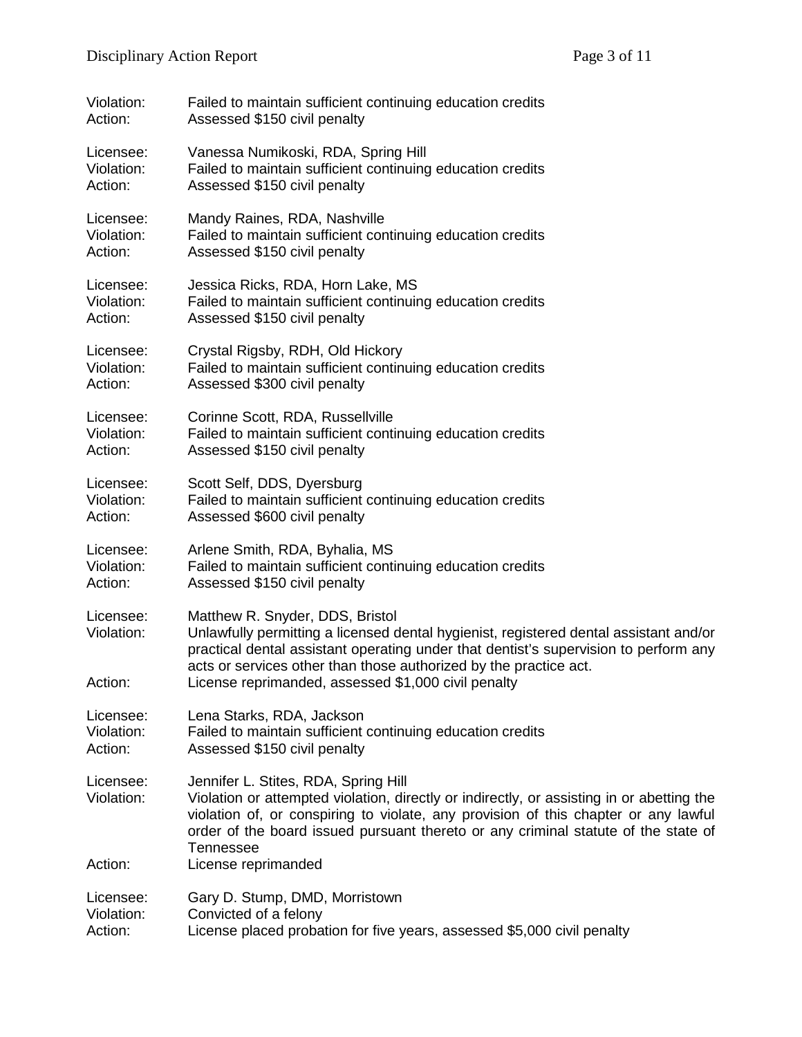Violation: Failed to maintain sufficient continuing education credits
Action: Assessed $150 civil penalty

Licensee: Vanessa Numikoski, RDA, Spring Hill
Violation: Failed to maintain sufficient continuing education credits
Action: Assessed $150 civil penalty

Licensee: Mandy Raines, RDA, Nashville
Violation: Failed to maintain sufficient continuing education credits
Action: Assessed $150 civil penalty

Licensee: Jessica Ricks, RDA, Horn Lake, MS
Violation: Failed to maintain sufficient continuing education credits
Action: Assessed $150 civil penalty

Licensee: Crystal Rigsby, RDH, Old Hickory
Violation: Failed to maintain sufficient continuing education credits
Action: Assessed $300 civil penalty

Licensee: Corinne Scott, RDA, Russellville
Violation: Failed to maintain sufficient continuing education credits
Action: Assessed $150 civil penalty

Licensee: Scott Self, DDS, Dyersburg
Violation: Failed to maintain sufficient continuing education credits
Action: Assessed $600 civil penalty

Licensee: Arlene Smith, RDA, Byhalia, MS
Violation: Failed to maintain sufficient continuing education credits
Action: Assessed $150 civil penalty

Licensee: Matthew R. Snyder, DDS, Bristol
Violation: Unlawfully permitting a licensed dental hygienist, registered dental assistant and/or practical dental assistant operating under that dentist's supervision to perform any acts or services other than those authorized by the practice act.
Action: License reprimanded, assessed $1,000 civil penalty

Licensee: Lena Starks, RDA, Jackson
Violation: Failed to maintain sufficient continuing education credits
Action: Assessed $150 civil penalty

Licensee: Jennifer L. Stites, RDA, Spring Hill
Violation: Violation or attempted violation, directly or indirectly, or assisting in or abetting the violation of, or conspiring to violate, any provision of this chapter or any lawful order of the board issued pursuant thereto or any criminal statute of the state of Tennessee
Action: License reprimanded

Licensee: Gary D. Stump, DMD, Morristown
Violation: Convicted of a felony
Action: License placed probation for five years, assessed $5,000 civil penalty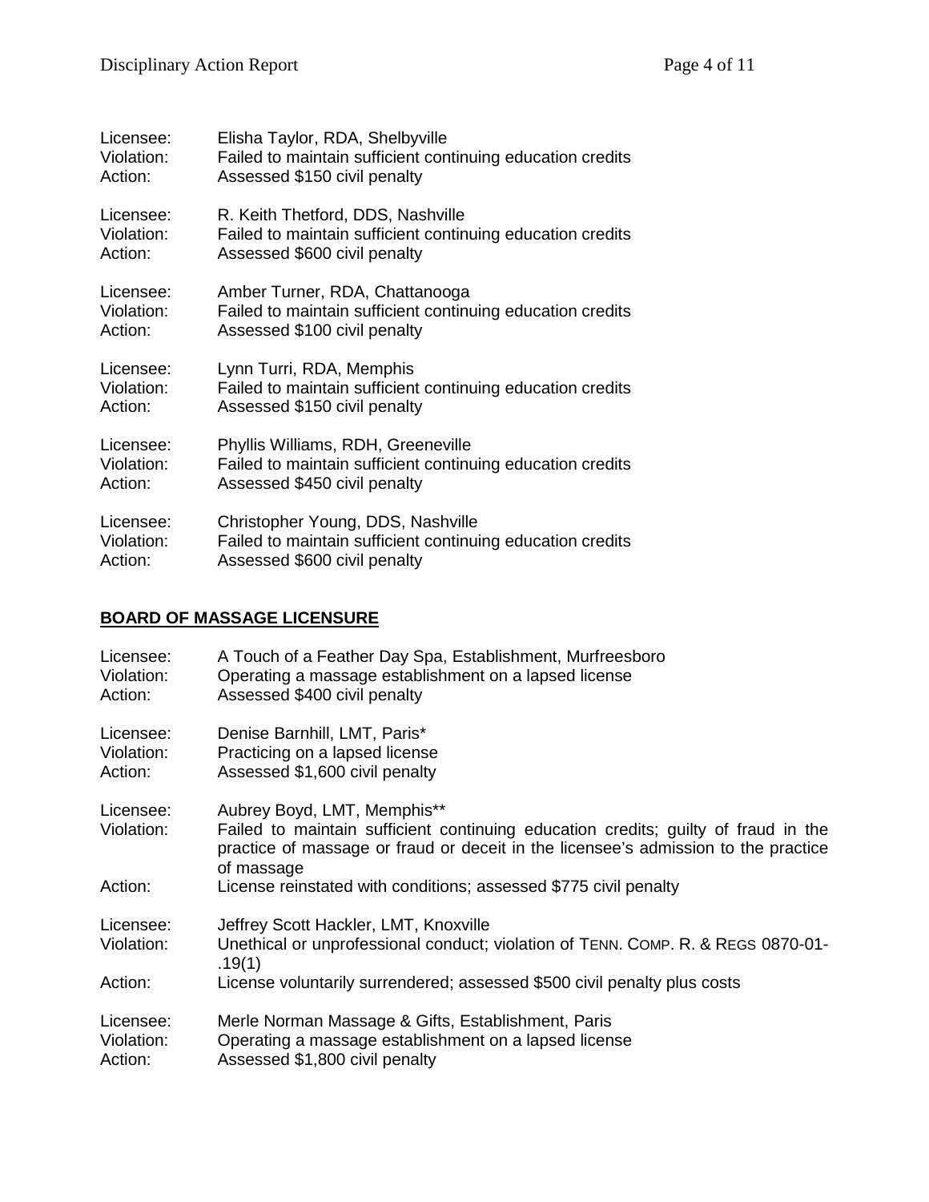Licensee: Elisha Taylor, RDA, Shelbyville
Violation: Failed to maintain sufficient continuing education credits
Action: Assessed $150 civil penalty

Licensee: R. Keith Thetford, DDS, Nashville
Violation: Failed to maintain sufficient continuing education credits
Action: Assessed $600 civil penalty

Licensee: Amber Turner, RDA, Chattanooga
Violation: Failed to maintain sufficient continuing education credits
Action: Assessed $100 civil penalty

Licensee: Lynn Turri, RDA, Memphis
Violation: Failed to maintain sufficient continuing education credits
Action: Assessed $150 civil penalty

Licensee: Phyllis Williams, RDH, Greeneville
Violation: Failed to maintain sufficient continuing education credits
Action: Assessed $450 civil penalty

Licensee: Christopher Young, DDS, Nashville
Violation: Failed to maintain sufficient continuing education credits
Action: Assessed $600 civil penalty

## BOARD OF MASSAGE LICENSURE

Licensee: A Touch of a Feather Day Spa, Establishment, Murfreesboro
Violation: Operating a massage establishment on a lapsed license
Action: Assessed $400 civil penalty

Licensee: Denise Barnhill, LMT, Paris*
Violation: Practicing on a lapsed license
Action: Assessed $1,600 civil penalty

Licensee: Aubrey Boyd, LMT, Memphis**
Violation: Failed to maintain sufficient continuing education credits; guilty of fraud in the practice of massage or fraud or deceit in the licensee's admission to the practice of massage
Action: License reinstated with conditions; assessed $775 civil penalty

Licensee: Jeffrey Scott Hackler, LMT, Knoxville
Violation: Unethical or unprofessional conduct; violation of TENN. COMP. R. & REGS 0870-01-.19(1)
Action: License voluntarily surrendered; assessed $500 civil penalty plus costs

Licensee: Merle Norman Massage & Gifts, Establishment, Paris
Violation: Operating a massage establishment on a lapsed license
Action: Assessed $1,800 civil penalty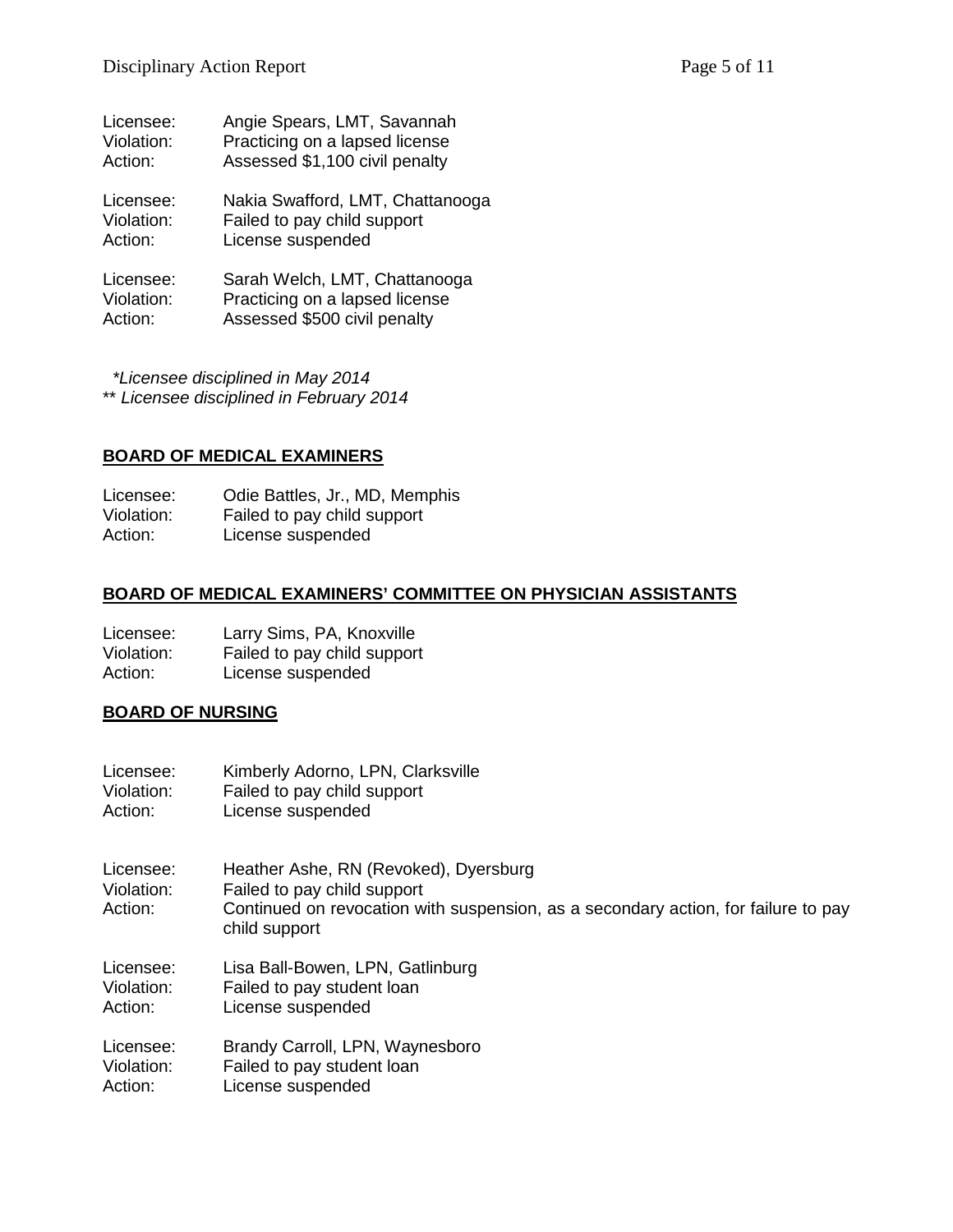Licensee: Angie Spears, LMT, Savannah
Violation: Practicing on a lapsed license
Action: Assessed $1,100 civil penalty

Licensee: Nakia Swafford, LMT, Chattanooga
Violation: Failed to pay child support
Action: License suspended

Licensee: Sarah Welch, LMT, Chattanooga
Violation: Practicing on a lapsed license
Action: Assessed $500 civil penalty

*\*Licensee disciplined in May 2014*
*\*\* Licensee disciplined in February 2014*

## BOARD OF MEDICAL EXAMINERS

Licensee: Odie Battles, Jr., MD, Memphis
Violation: Failed to pay child support
Action: License suspended

## BOARD OF MEDICAL EXAMINERS' COMMITTEE ON PHYSICIAN ASSISTANTS

Licensee: Larry Sims, PA, Knoxville
Violation: Failed to pay child support
Action: License suspended

## BOARD OF NURSING

Licensee: Kimberly Adorno, LPN, Clarksville
Violation: Failed to pay child support
Action: License suspended

Licensee: Heather Ashe, RN (Revoked), Dyersburg
Violation: Failed to pay child support
Action: Continued on revocation with suspension, as a secondary action, for failure to pay child support

Licensee: Lisa Ball-Bowen, LPN, Gatlinburg
Violation: Failed to pay student loan
Action: License suspended

Licensee: Brandy Carroll, LPN, Waynesboro
Violation: Failed to pay student loan
Action: License suspended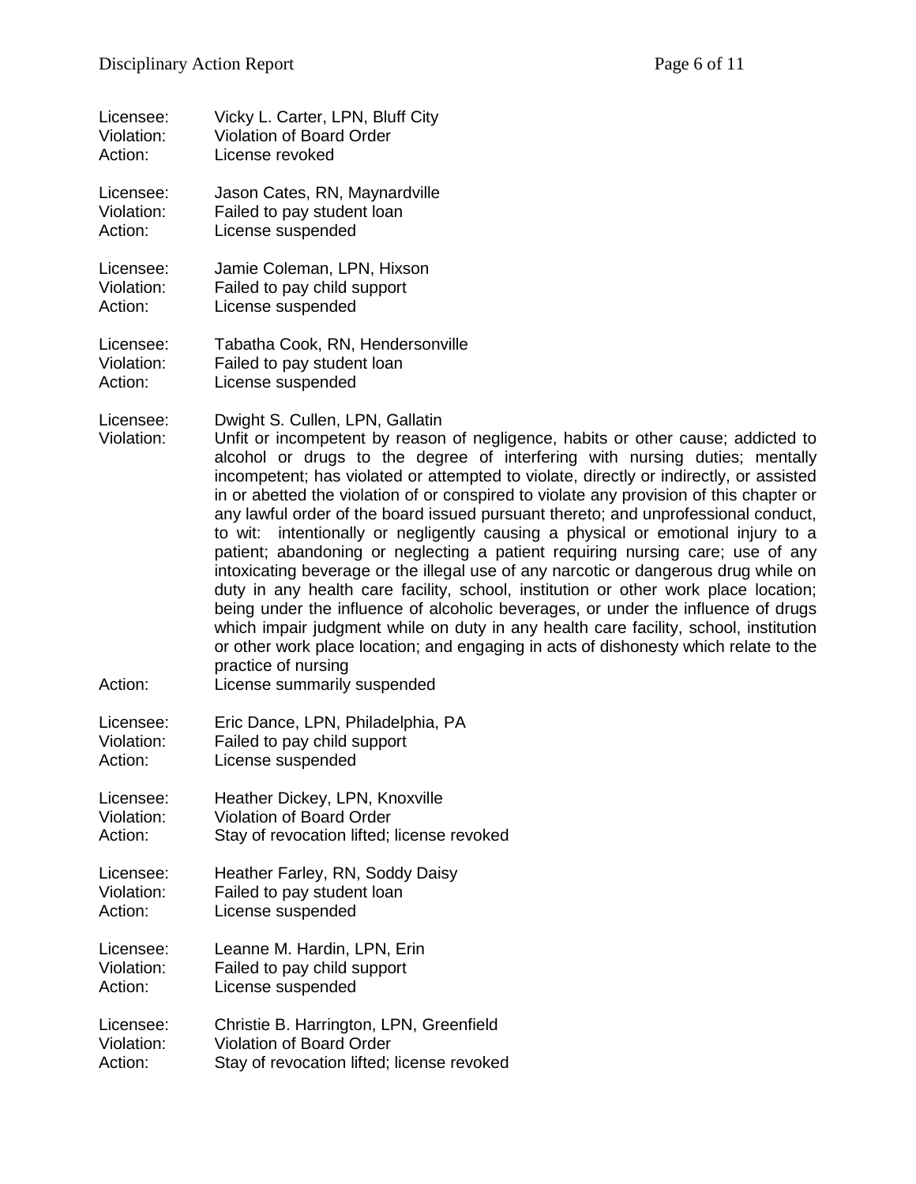Licensee: Vicky L. Carter, LPN, Bluff City
Violation: Violation of Board Order
Action: License revoked

Licensee: Jason Cates, RN, Maynardville
Violation: Failed to pay student loan
Action: License suspended

Licensee: Jamie Coleman, LPN, Hixson
Violation: Failed to pay child support
Action: License suspended

Licensee: Tabatha Cook, RN, Hendersonville
Violation: Failed to pay student loan
Action: License suspended

Licensee: Dwight S. Cullen, LPN, Gallatin
Violation: Unfit or incompetent by reason of negligence, habits or other cause; addicted to alcohol or drugs to the degree of interfering with nursing duties; mentally incompetent; has violated or attempted to violate, directly or indirectly, or assisted in or abetted the violation of or conspired to violate any provision of this chapter or any lawful order of the board issued pursuant thereto; and unprofessional conduct, to wit: intentionally or negligently causing a physical or emotional injury to a patient; abandoning or neglecting a patient requiring nursing care; use of any intoxicating beverage or the illegal use of any narcotic or dangerous drug while on duty in any health care facility, school, institution or other work place location; being under the influence of alcoholic beverages, or under the influence of drugs which impair judgment while on duty in any health care facility, school, institution or other work place location; and engaging in acts of dishonesty which relate to the practice of nursing
Action: License summarily suspended

Licensee: Eric Dance, LPN, Philadelphia, PA
Violation: Failed to pay child support
Action: License suspended

Licensee: Heather Dickey, LPN, Knoxville
Violation: Violation of Board Order
Action: Stay of revocation lifted; license revoked

Licensee: Heather Farley, RN, Soddy Daisy
Violation: Failed to pay student loan
Action: License suspended

Licensee: Leanne M. Hardin, LPN, Erin
Violation: Failed to pay child support
Action: License suspended

Licensee: Christie B. Harrington, LPN, Greenfield
Violation: Violation of Board Order
Action: Stay of revocation lifted; license revoked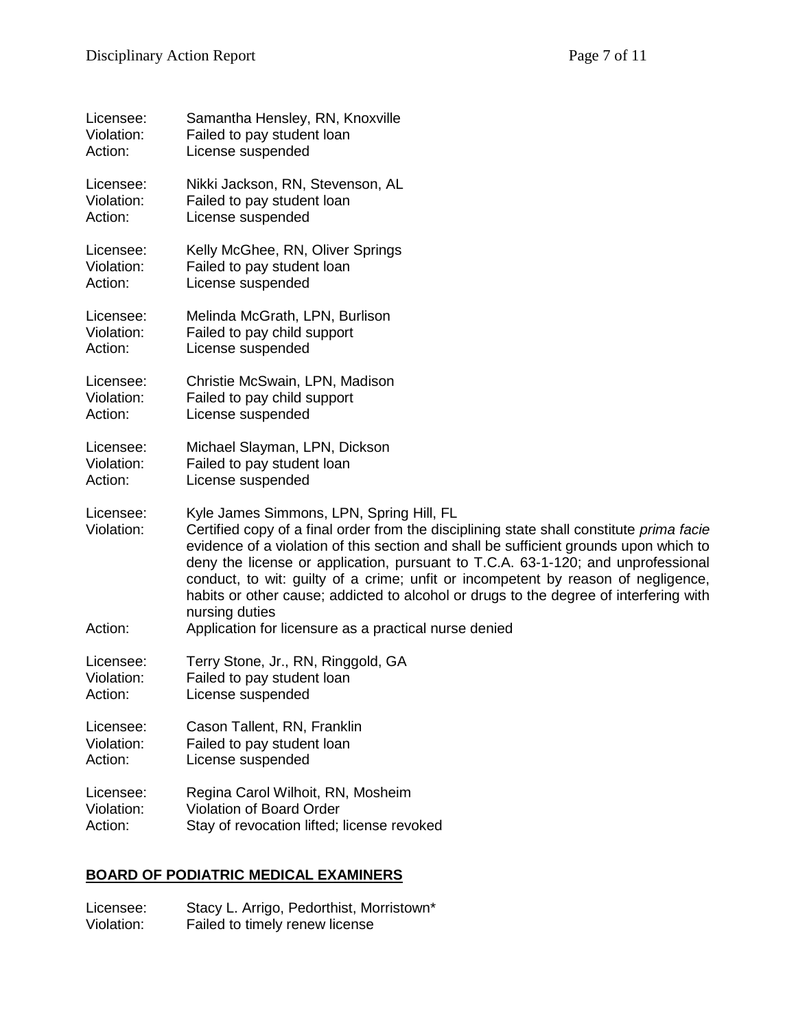Licensee: Samantha Hensley, RN, Knoxville
Violation: Failed to pay student loan
Action: License suspended

Licensee: Nikki Jackson, RN, Stevenson, AL
Violation: Failed to pay student loan
Action: License suspended

Licensee: Kelly McGhee, RN, Oliver Springs
Violation: Failed to pay student loan
Action: License suspended

Licensee: Melinda McGrath, LPN, Burlison
Violation: Failed to pay child support
Action: License suspended

Licensee: Christie McSwain, LPN, Madison
Violation: Failed to pay child support
Action: License suspended

Licensee: Michael Slayman, LPN, Dickson
Violation: Failed to pay student loan
Action: License suspended

Licensee: Kyle James Simmons, LPN, Spring Hill, FL
Violation: Certified copy of a final order from the disciplining state shall constitute *prima facie* evidence of a violation of this section and shall be sufficient grounds upon which to deny the license or application, pursuant to T.C.A. 63-1-120; and unprofessional conduct, to wit: guilty of a crime; unfit or incompetent by reason of negligence, habits or other cause; addicted to alcohol or drugs to the degree of interfering with nursing duties
Action: Application for licensure as a practical nurse denied

Licensee: Terry Stone, Jr., RN, Ringgold, GA
Violation: Failed to pay student loan
Action: License suspended

Licensee: Cason Tallent, RN, Franklin
Violation: Failed to pay student loan
Action: License suspended

Licensee: Regina Carol Wilhoit, RN, Mosheim
Violation: Violation of Board Order
Action: Stay of revocation lifted; license revoked

## **BOARD OF PODIATRIC MEDICAL EXAMINERS**

Licensee: Stacy L. Arrigo, Pedorthist, Morristown*
Violation: Failed to timely renew license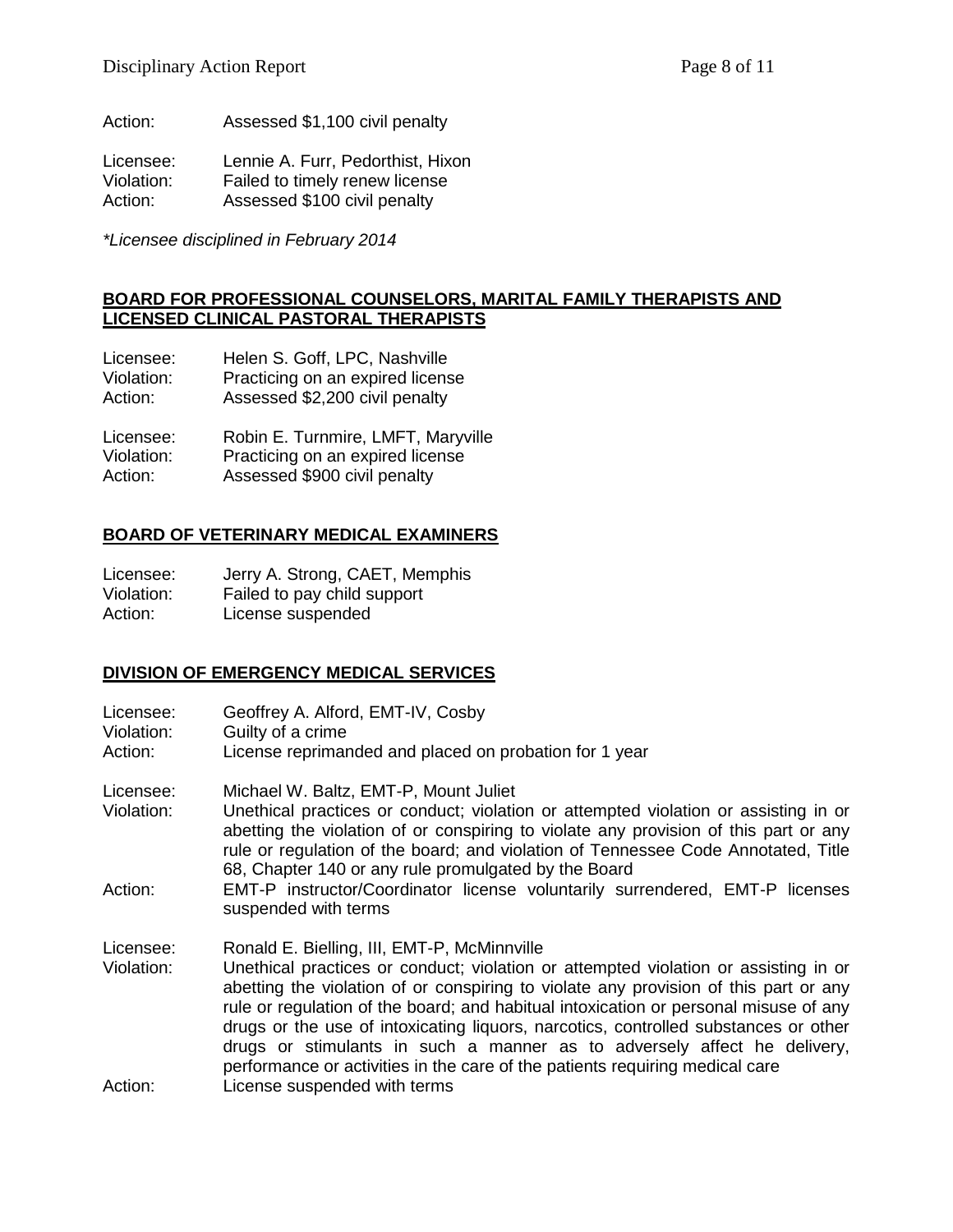Action: Assessed $1,100 civil penalty

Licensee: Lennie A. Furr, Pedorthist, Hixon
Violation: Failed to timely renew license
Action: Assessed $100 civil penalty

*\*Licensee disciplined in February 2014*

## BOARD FOR PROFESSIONAL COUNSELORS, MARITAL FAMILY THERAPISTS AND LICENSED CLINICAL PASTORAL THERAPISTS

Licensee: Helen S. Goff, LPC, Nashville
Violation: Practicing on an expired license
Action: Assessed $2,200 civil penalty

Licensee: Robin E. Turnmire, LMFT, Maryville
Violation: Practicing on an expired license
Action: Assessed $900 civil penalty

## BOARD OF VETERINARY MEDICAL EXAMINERS

Licensee: Jerry A. Strong, CAET, Memphis
Violation: Failed to pay child support
Action: License suspended

## DIVISION OF EMERGENCY MEDICAL SERVICES

Licensee: Geoffrey A. Alford, EMT-IV, Cosby
Violation: Guilty of a crime
Action: License reprimanded and placed on probation for 1 year

Licensee: Michael W. Baltz, EMT-P, Mount Juliet
Violation: Unethical practices or conduct; violation or attempted violation or assisting in or abetting the violation of or conspiring to violate any provision of this part or any rule or regulation of the board; and violation of Tennessee Code Annotated, Title 68, Chapter 140 or any rule promulgated by the Board
Action: EMT-P instructor/Coordinator license voluntarily surrendered, EMT-P licenses suspended with terms

Licensee: Ronald E. Bielling, III, EMT-P, McMinnville
Violation: Unethical practices or conduct; violation or attempted violation or assisting in or abetting the violation of or conspiring to violate any provision of this part or any rule or regulation of the board; and habitual intoxication or personal misuse of any drugs or the use of intoxicating liquors, narcotics, controlled substances or other drugs or stimulants in such a manner as to adversely affect he delivery, performance or activities in the care of the patients requiring medical care
Action: License suspended with terms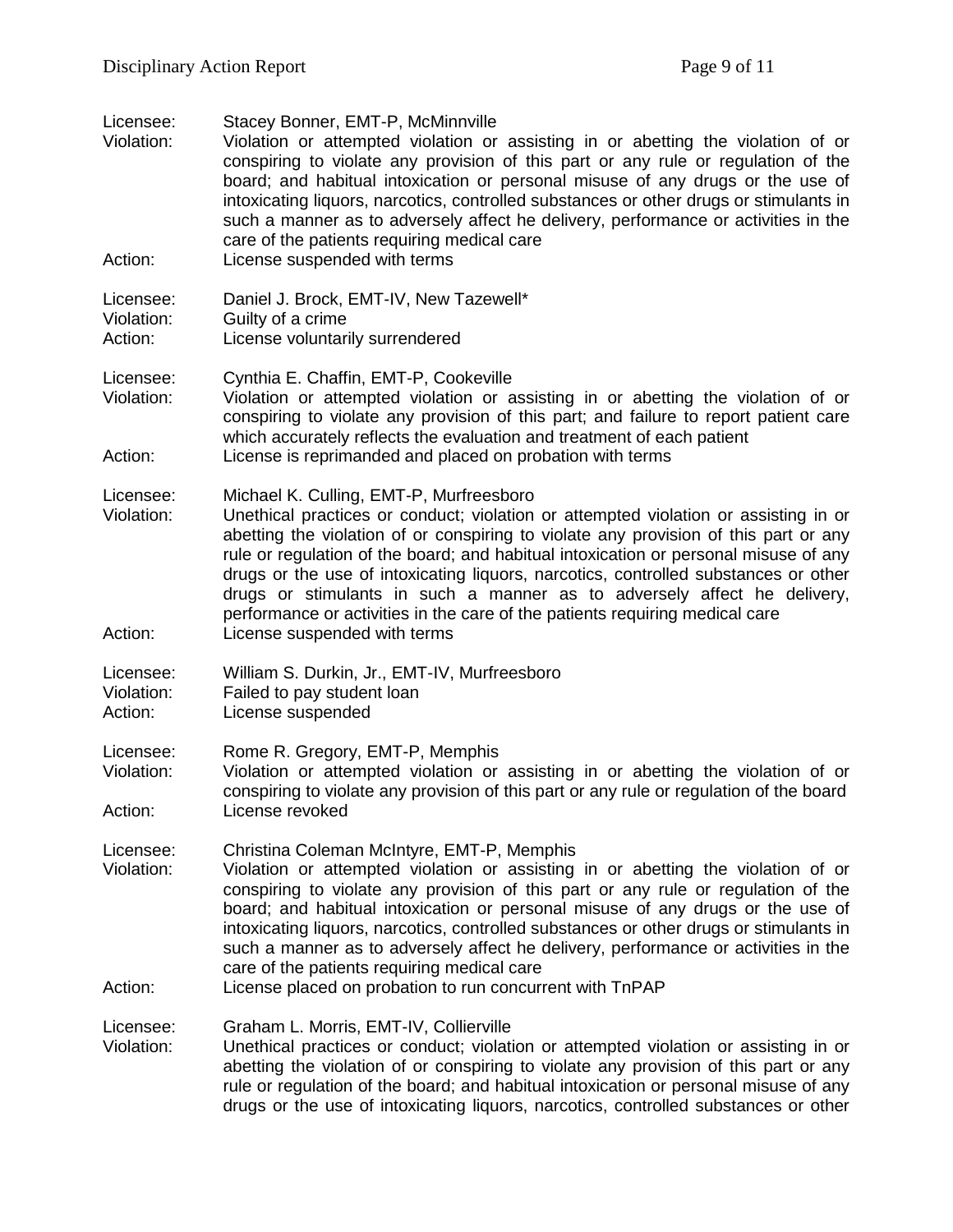Licensee: Stacey Bonner, EMT-P, McMinnville
Violation: Violation or attempted violation or assisting in or abetting the violation of or conspiring to violate any provision of this part or any rule or regulation of the board; and habitual intoxication or personal misuse of any drugs or the use of intoxicating liquors, narcotics, controlled substances or other drugs or stimulants in such a manner as to adversely affect he delivery, performance or activities in the care of the patients requiring medical care
Action: License suspended with terms

Licensee: Daniel J. Brock, EMT-IV, New Tazewell*
Violation: Guilty of a crime
Action: License voluntarily surrendered

Licensee: Cynthia E. Chaffin, EMT-P, Cookeville
Violation: Violation or attempted violation or assisting in or abetting the violation of or conspiring to violate any provision of this part; and failure to report patient care which accurately reflects the evaluation and treatment of each patient
Action: License is reprimanded and placed on probation with terms

Licensee: Michael K. Culling, EMT-P, Murfreesboro
Violation: Unethical practices or conduct; violation or attempted violation or assisting in or abetting the violation of or conspiring to violate any provision of this part or any rule or regulation of the board; and habitual intoxication or personal misuse of any drugs or the use of intoxicating liquors, narcotics, controlled substances or other drugs or stimulants in such a manner as to adversely affect he delivery, performance or activities in the care of the patients requiring medical care
Action: License suspended with terms

Licensee: William S. Durkin, Jr., EMT-IV, Murfreesboro
Violation: Failed to pay student loan
Action: License suspended

Licensee: Rome R. Gregory, EMT-P, Memphis
Violation: Violation or attempted violation or assisting in or abetting the violation of or conspiring to violate any provision of this part or any rule or regulation of the board
Action: License revoked

Licensee: Christina Coleman McIntyre, EMT-P, Memphis
Violation: Violation or attempted violation or assisting in or abetting the violation of or conspiring to violate any provision of this part or any rule or regulation of the board; and habitual intoxication or personal misuse of any drugs or the use of intoxicating liquors, narcotics, controlled substances or other drugs or stimulants in such a manner as to adversely affect he delivery, performance or activities in the care of the patients requiring medical care
Action: License placed on probation to run concurrent with TnPAP

Licensee: Graham L. Morris, EMT-IV, Collierville
Violation: Unethical practices or conduct; violation or attempted violation or assisting in or abetting the violation of or conspiring to violate any provision of this part or any rule or regulation of the board; and habitual intoxication or personal misuse of any drugs or the use of intoxicating liquors, narcotics, controlled substances or other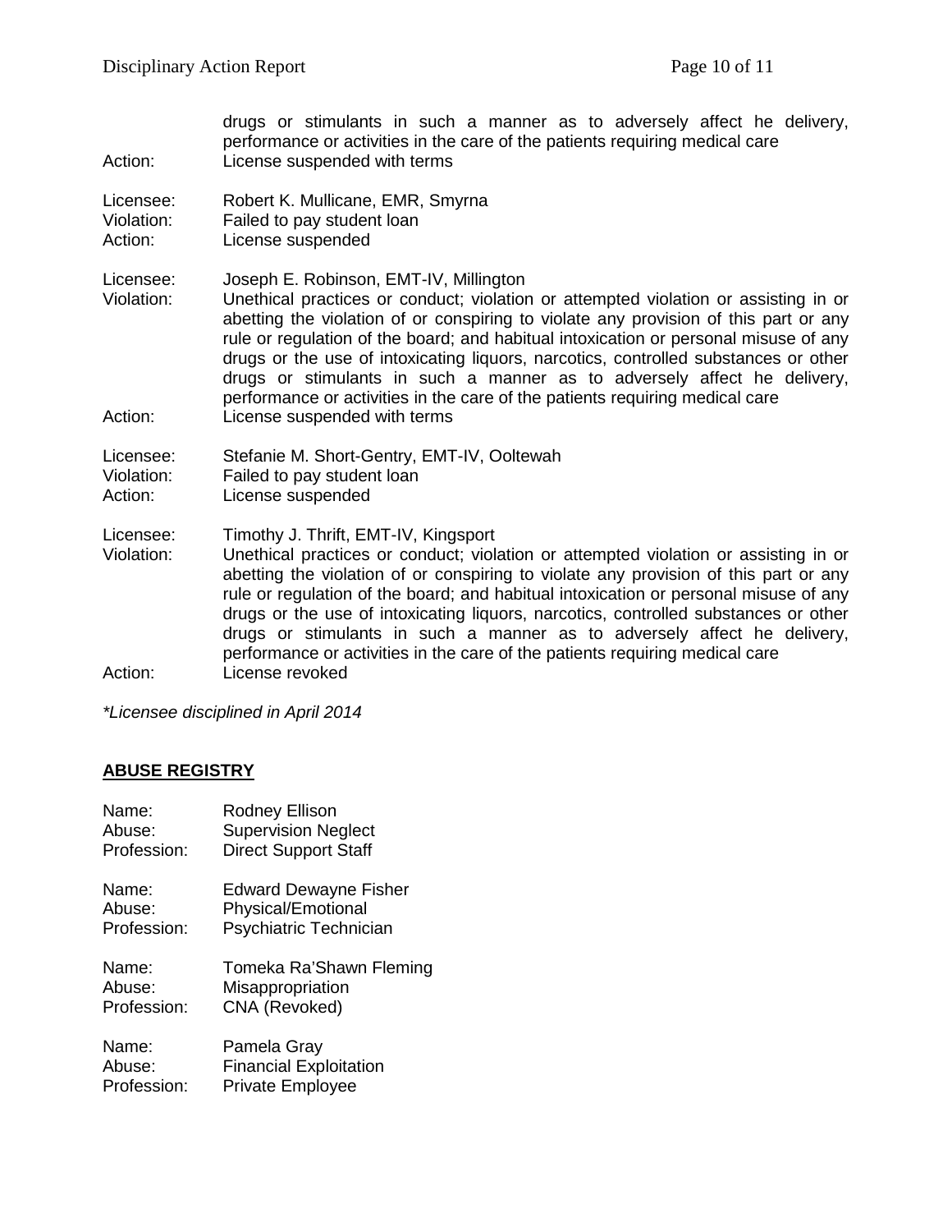drugs or stimulants in such a manner as to adversely affect he delivery, performance or activities in the care of the patients requiring medical care
Action: License suspended with terms

Licensee: Robert K. Mullicane, EMR, Smyrna
Violation: Failed to pay student loan
Action: License suspended

Licensee: Joseph E. Robinson, EMT-IV, Millington
Violation: Unethical practices or conduct; violation or attempted violation or assisting in or abetting the violation of or conspiring to violate any provision of this part or any rule or regulation of the board; and habitual intoxication or personal misuse of any drugs or the use of intoxicating liquors, narcotics, controlled substances or other drugs or stimulants in such a manner as to adversely affect he delivery, performance or activities in the care of the patients requiring medical care
Action: License suspended with terms

Licensee: Stefanie M. Short-Gentry, EMT-IV, Ooltewah
Violation: Failed to pay student loan
Action: License suspended

Licensee: Timothy J. Thrift, EMT-IV, Kingsport
Violation: Unethical practices or conduct; violation or attempted violation or assisting in or abetting the violation of or conspiring to violate any provision of this part or any rule or regulation of the board; and habitual intoxication or personal misuse of any drugs or the use of intoxicating liquors, narcotics, controlled substances or other drugs or stimulants in such a manner as to adversely affect he delivery, performance or activities in the care of the patients requiring medical care
Action: License revoked

*\*Licensee disciplined in April 2014*

## **ABUSE REGISTRY**

Name: Rodney Ellison
Abuse: Supervision Neglect
Profession: Direct Support Staff

Name: Edward Dewayne Fisher
Abuse: Physical/Emotional
Profession: Psychiatric Technician

Name: Tomeka Ra'Shawn Fleming
Abuse: Misappropriation
Profession: CNA (Revoked)

Name: Pamela Gray
Abuse: Financial Exploitation
Profession: Private Employee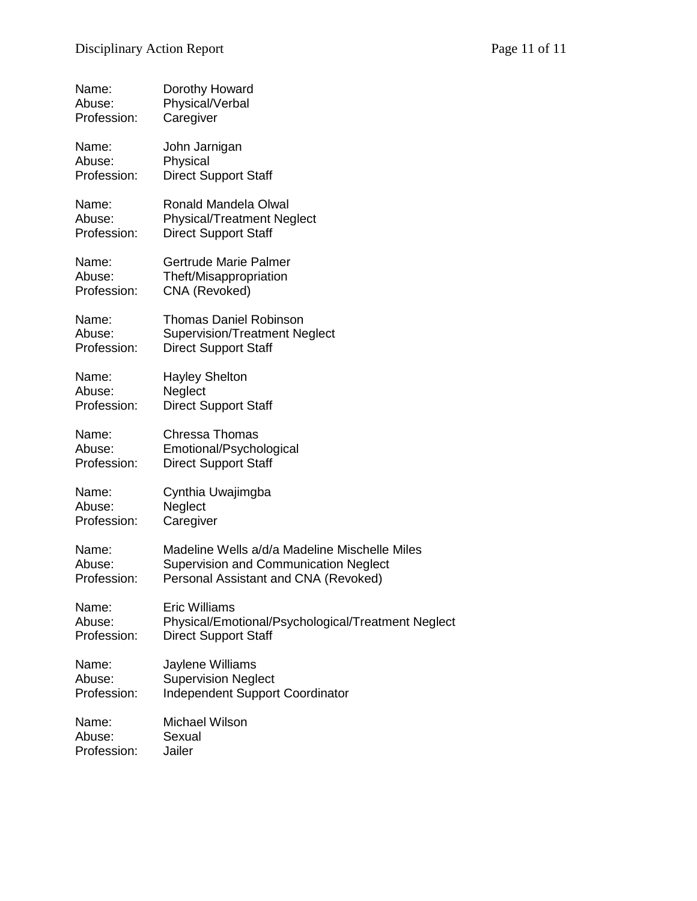Name: Dorothy Howard
Abuse: Physical/Verbal
Profession: Caregiver

Name: John Jarnigan
Abuse: Physical
Profession: Direct Support Staff

Name: Ronald Mandela Olwal
Abuse: Physical/Treatment Neglect
Profession: Direct Support Staff

Name: Gertrude Marie Palmer
Abuse: Theft/Misappropriation
Profession: CNA (Revoked)

Name: Thomas Daniel Robinson
Abuse: Supervision/Treatment Neglect
Profession: Direct Support Staff

Name: Hayley Shelton
Abuse: Neglect
Profession: Direct Support Staff

Name: Chressa Thomas
Abuse: Emotional/Psychological
Profession: Direct Support Staff

Name: Cynthia Uwajimgba
Abuse: Neglect
Profession: Caregiver

Name: Madeline Wells a/d/a Madeline Mischelle Miles
Abuse: Supervision and Communication Neglect
Profession: Personal Assistant and CNA (Revoked)

Name: Eric Williams
Abuse: Physical/Emotional/Psychological/Treatment Neglect
Profession: Direct Support Staff

Name: Jaylene Williams
Abuse: Supervision Neglect
Profession: Independent Support Coordinator

Name: Michael Wilson
Abuse: Sexual
Profession: Jailer